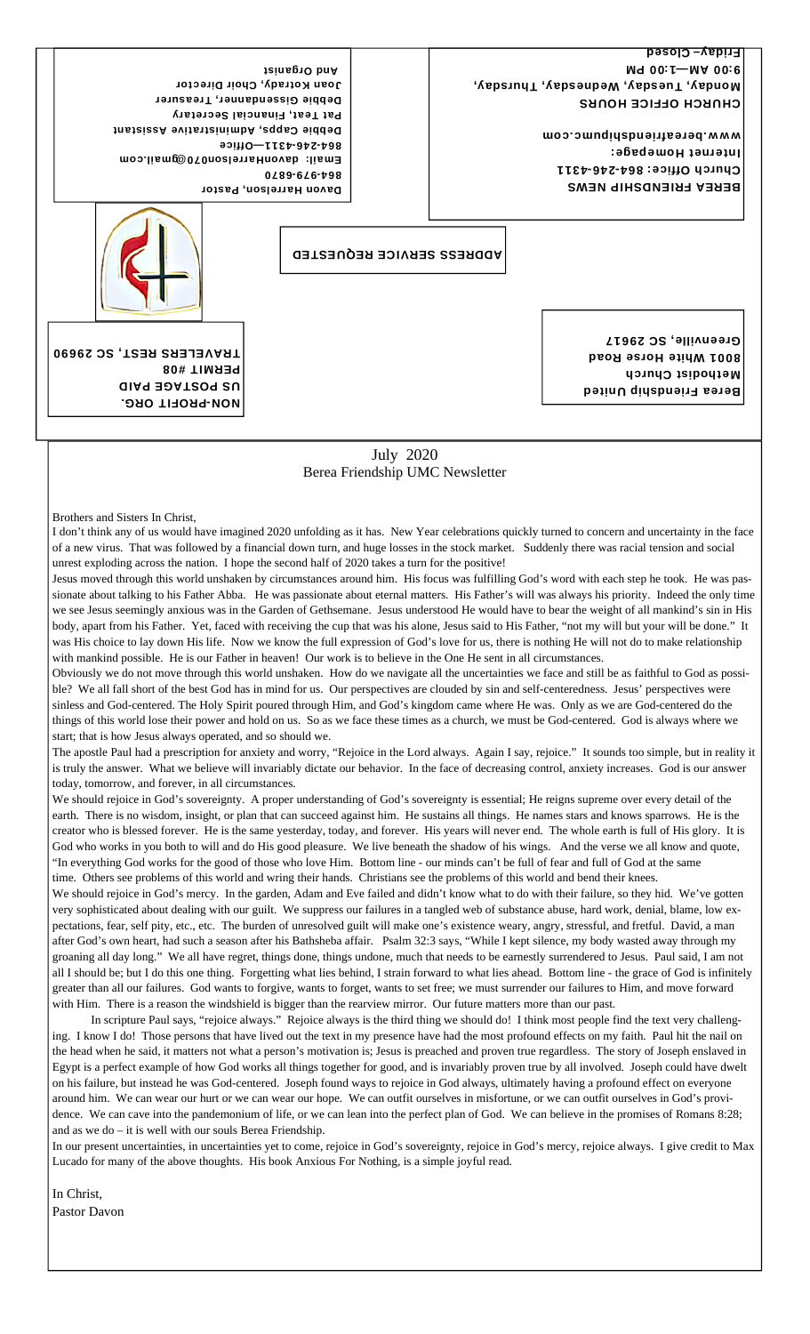BEREA FRIENDSHIP NEWS
Church Office: 864-246-4311
Internet Homepage:
www.bereafriendshipumc.com

CHURCH OFFICE HOURS
Monday, Tuesday, Wednesday, Thursday,
9:00 AM—1:00 PM
Friday– Closed

Davon Harrelson, Pastor
864-979-6870
Email: davonHarrelson07@gmail.com
864-246-4311—Office
Debbie Capps, Administrative Assistant
Pat Teat, Financial Secretary
Debbie Gissendanner, Treasurer
Joan Kotrady, Choir Director
And Organist

ADDRESS SERVICE REQUESTED

Berea Friendship United
Methodist Church
8001 White Horse Road
Greenville, SC 29617

NON-PROFIT ORG.
US POSTAGE PAID
PERMIT #08
TRAVELERS REST, SC 29690

# July 2020
## Berea Friendship UMC Newsletter

Brothers and Sisters In Christ,

I don't think any of us would have imagined 2020 unfolding as it has. New Year celebrations quickly turned to concern and uncertainty in the face of a new virus. That was followed by a financial down turn, and huge losses in the stock market. Suddenly there was racial tension and social unrest exploding across the nation. I hope the second half of 2020 takes a turn for the positive!

Jesus moved through this world unshaken by circumstances around him. His focus was fulfilling God's word with each step he took. He was passionate about talking to his Father Abba. He was passionate about eternal matters. His Father's will was always his priority. Indeed the only time we see Jesus seemingly anxious was in the Garden of Gethsemane. Jesus understood He would have to bear the weight of all mankind's sin in His body, apart from his Father. Yet, faced with receiving the cup that was his alone, Jesus said to His Father, "not my will but your will be done." It was His choice to lay down His life. Now we know the full expression of God's love for us, there is nothing He will not do to make relationship with mankind possible. He is our Father in heaven! Our work is to believe in the One He sent in all circumstances.

Obviously we do not move through this world unshaken. How do we navigate all the uncertainties we face and still be as faithful to God as possible? We all fall short of the best God has in mind for us. Our perspectives are clouded by sin and self-centeredness. Jesus' perspectives were sinless and God-centered. The Holy Spirit poured through Him, and God's kingdom came where He was. Only as we are God-centered do the things of this world lose their power and hold on us. So as we face these times as a church, we must be God-centered. God is always where we start; that is how Jesus always operated, and so should we.

The apostle Paul had a prescription for anxiety and worry, "Rejoice in the Lord always. Again I say, rejoice." It sounds too simple, but in reality it is truly the answer. What we believe will invariably dictate our behavior. In the face of decreasing control, anxiety increases. God is our answer today, tomorrow, and forever, in all circumstances.

We should rejoice in God's sovereignty. A proper understanding of God's sovereignty is essential; He reigns supreme over every detail of the earth. There is no wisdom, insight, or plan that can succeed against him. He sustains all things. He names stars and knows sparrows. He is the creator who is blessed forever. He is the same yesterday, today, and forever. His years will never end. The whole earth is full of His glory. It is God who works in you both to will and do His good pleasure. We live beneath the shadow of his wings. And the verse we all know and quote, "In everything God works for the good of those who love Him. Bottom line - our minds can't be full of fear and full of God at the same time. Others see problems of this world and wring their hands. Christians see the problems of this world and bend their knees.

We should rejoice in God's mercy. In the garden, Adam and Eve failed and didn't know what to do with their failure, so they hid. We've gotten very sophisticated about dealing with our guilt. We suppress our failures in a tangled web of substance abuse, hard work, denial, blame, low expectations, fear, self pity, etc., etc. The burden of unresolved guilt will make one's existence weary, angry, stressful, and fretful. David, a man after God's own heart, had such a season after his Bathsheba affair. Psalm 32:3 says, "While I kept silence, my body wasted away through my groaning all day long." We all have regret, things done, things undone, much that needs to be earnestly surrendered to Jesus. Paul said, I am not all I should be; but I do this one thing. Forgetting what lies behind, I strain forward to what lies ahead. Bottom line - the grace of God is infinitely greater than all our failures. God wants to forgive, wants to forget, wants to set free; we must surrender our failures to Him, and move forward with Him. There is a reason the windshield is bigger than the rearview mirror. Our future matters more than our past.

In scripture Paul says, "rejoice always." Rejoice always is the third thing we should do! I think most people find the text very challenging. I know I do! Those persons that have lived out the text in my presence have had the most profound effects on my faith. Paul hit the nail on the head when he said, it matters not what a person's motivation is; Jesus is preached and proven true regardless. The story of Joseph enslaved in Egypt is a perfect example of how God works all things together for good, and is invariably proven true by all involved. Joseph could have dwelt on his failure, but instead he was God-centered. Joseph found ways to rejoice in God always, ultimately having a profound effect on everyone around him. We can wear our hurt or we can wear our hope. We can outfit ourselves in misfortune, or we can outfit ourselves in God's providence. We can cave into the pandemonium of life, or we can lean into the perfect plan of God. We can believe in the promises of Romans 8:28; and as we do – it is well with our souls Berea Friendship.

In our present uncertainties, in uncertainties yet to come, rejoice in God's sovereignty, rejoice in God's mercy, rejoice always. I give credit to Max Lucado for many of the above thoughts. His book Anxious For Nothing, is a simple joyful read.

In Christ,
Pastor Davon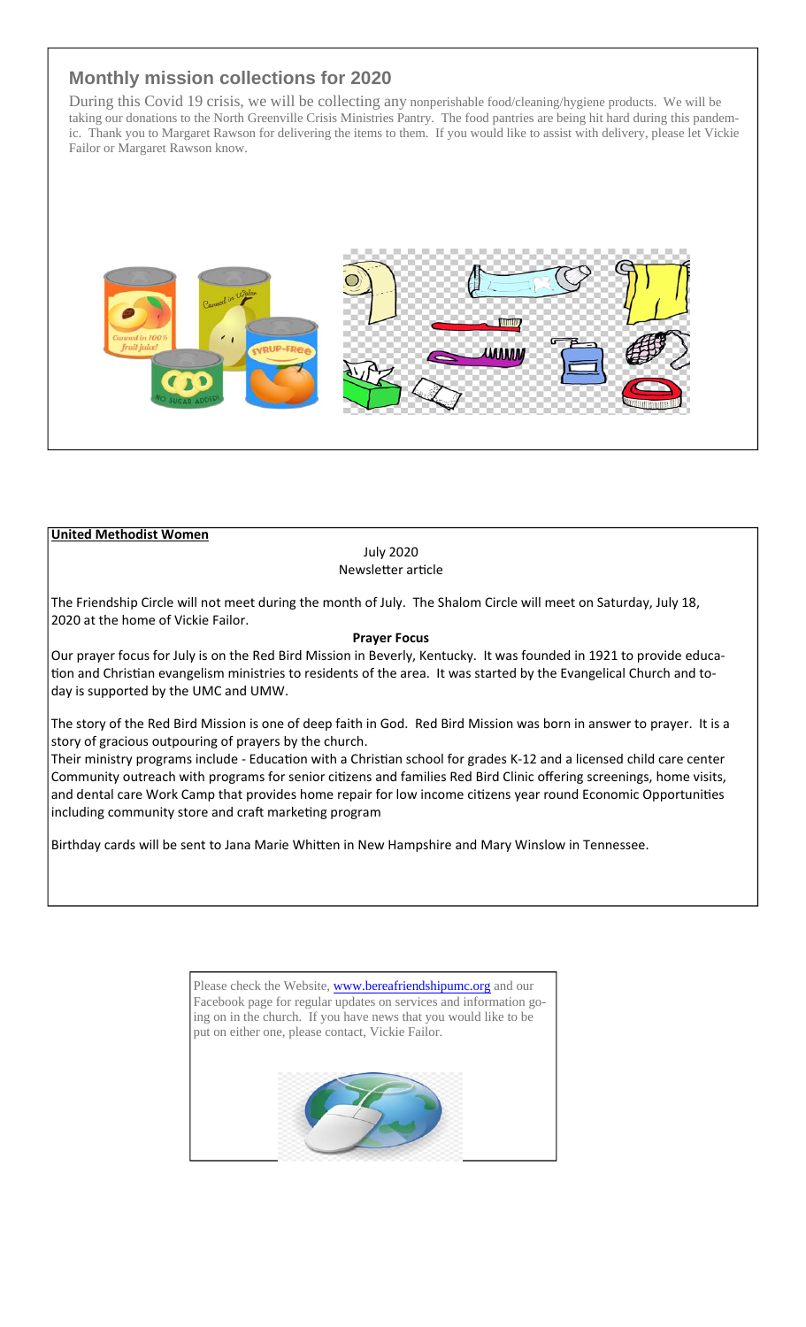## Monthly mission collections for 2020

During this Covid 19 crisis, we will be collecting any nonperishable food/cleaning/hygiene products. We will be taking our donations to the North Greenville Crisis Ministries Pantry. The food pantries are being hit hard during this pandemic. Thank you to Margaret Rawson for delivering the items to them. If you would like to assist with delivery, please let Vickie Failor or Margaret Rawson know.

**United Methodist Women**

July 2020
Newsletter article

The Friendship Circle will not meet during the month of July. The Shalom Circle will meet on Saturday, July 18, 2020 at the home of Vickie Failor.

**Prayer Focus**

Our prayer focus for July is on the Red Bird Mission in Beverly, Kentucky. It was founded in 1921 to provide education and Christian evangelism ministries to residents of the area. It was started by the Evangelical Church and today is supported by the UMC and UMW.

The story of the Red Bird Mission is one of deep faith in God. Red Bird Mission was born in answer to prayer. It is a story of gracious outpouring of prayers by the church.

Their ministry programs include - Education with a Christian school for grades K-12 and a licensed child care center Community outreach with programs for senior citizens and families Red Bird Clinic offering screenings, home visits, and dental care Work Camp that provides home repair for low income citizens year round Economic Opportunities including community store and craft marketing program

Birthday cards will be sent to Jana Marie Whitten in New Hampshire and Mary Winslow in Tennessee.

Please check the Website, [www.bereafriendshipumc.org](http://www.bereafriendshipumc.org) and our Facebook page for regular updates on services and information going on in the church. If you have news that you would like to be put on either one, please contact, Vickie Failor.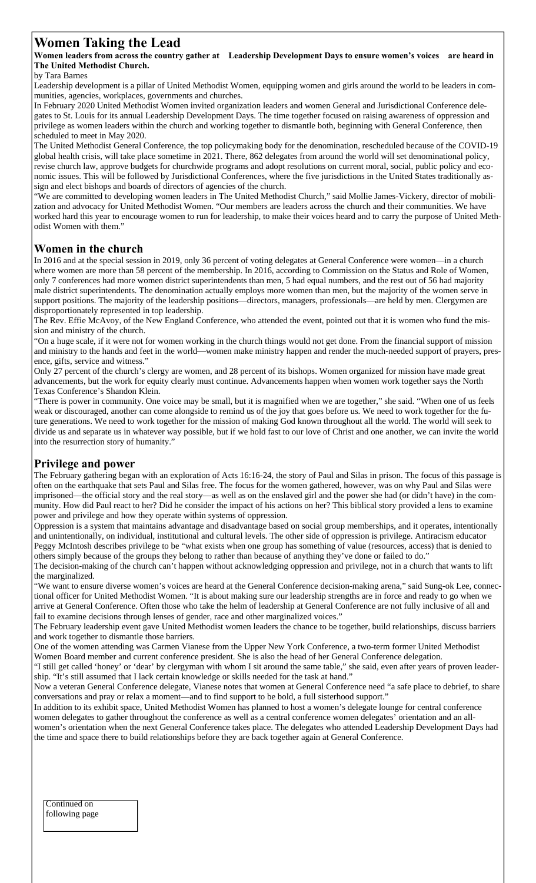# Women Taking the Lead

**Women leaders from across the country gather at Leadership Development Days to ensure women's voices are heard in The United Methodist Church.**

by Tara Barnes

Leadership development is a pillar of United Methodist Women, equipping women and girls around the world to be leaders in communities, agencies, workplaces, governments and churches.

In February 2020 United Methodist Women invited organization leaders and women General and Jurisdictional Conference delegates to St. Louis for its annual Leadership Development Days. The time together focused on raising awareness of oppression and privilege as women leaders within the church and working together to dismantle both, beginning with General Conference, then scheduled to meet in May 2020.

The United Methodist General Conference, the top policymaking body for the denomination, rescheduled because of the COVID-19 global health crisis, will take place sometime in 2021. There, 862 delegates from around the world will set denominational policy, revise church law, approve budgets for churchwide programs and adopt resolutions on current moral, social, public policy and economic issues. This will be followed by Jurisdictional Conferences, where the five jurisdictions in the United States traditionally assign and elect bishops and boards of directors of agencies of the church.

"We are committed to developing women leaders in The United Methodist Church," said Mollie James-Vickery, director of mobilization and advocacy for United Methodist Women. "Our members are leaders across the church and their communities. We have worked hard this year to encourage women to run for leadership, to make their voices heard and to carry the purpose of United Methodist Women with them."

## Women in the church

In 2016 and at the special session in 2019, only 36 percent of voting delegates at General Conference were women—in a church where women are more than 58 percent of the membership. In 2016, according to Commission on the Status and Role of Women, only 7 conferences had more women district superintendents than men, 5 had equal numbers, and the rest out of 56 had majority male district superintendents. The denomination actually employs more women than men, but the majority of the women serve in support positions. The majority of the leadership positions—directors, managers, professionals—are held by men. Clergymen are disproportionately represented in top leadership.

The Rev. Effie McAvoy, of the New England Conference, who attended the event, pointed out that it is women who fund the mission and ministry of the church.

"On a huge scale, if it were not for women working in the church things would not get done. From the financial support of mission and ministry to the hands and feet in the world—women make ministry happen and render the much-needed support of prayers, presence, gifts, service and witness."

Only 27 percent of the church's clergy are women, and 28 percent of its bishops. Women organized for mission have made great advancements, but the work for equity clearly must continue. Advancements happen when women work together says the North Texas Conference's Shandon Klein.

"There is power in community. One voice may be small, but it is magnified when we are together," she said. "When one of us feels weak or discouraged, another can come alongside to remind us of the joy that goes before us. We need to work together for the future generations. We need to work together for the mission of making God known throughout all the world. The world will seek to divide us and separate us in whatever way possible, but if we hold fast to our love of Christ and one another, we can invite the world into the resurrection story of humanity."

## Privilege and power

The February gathering began with an exploration of Acts 16:16-24, the story of Paul and Silas in prison. The focus of this passage is often on the earthquake that sets Paul and Silas free. The focus for the women gathered, however, was on why Paul and Silas were imprisoned—the official story and the real story—as well as on the enslaved girl and the power she had (or didn't have) in the community. How did Paul react to her? Did he consider the impact of his actions on her? This biblical story provided a lens to examine power and privilege and how they operate within systems of oppression.

Oppression is a system that maintains advantage and disadvantage based on social group memberships, and it operates, intentionally and unintentionally, on individual, institutional and cultural levels. The other side of oppression is privilege. Antiracism educator Peggy McIntosh describes privilege to be "what exists when one group has something of value (resources, access) that is denied to others simply because of the groups they belong to rather than because of anything they've done or failed to do."

The decision-making of the church can't happen without acknowledging oppression and privilege, not in a church that wants to lift the marginalized.

"We want to ensure diverse women's voices are heard at the General Conference decision-making arena," said Sung-ok Lee, connectional officer for United Methodist Women. "It is about making sure our leadership strengths are in force and ready to go when we arrive at General Conference. Often those who take the helm of leadership at General Conference are not fully inclusive of all and fail to examine decisions through lenses of gender, race and other marginalized voices."

The February leadership event gave United Methodist women leaders the chance to be together, build relationships, discuss barriers and work together to dismantle those barriers.

One of the women attending was Carmen Vianese from the Upper New York Conference, a two-term former United Methodist Women Board member and current conference president. She is also the head of her General Conference delegation.

"I still get called 'honey' or 'dear' by clergyman with whom I sit around the same table," she said, even after years of proven leadership. "It's still assumed that I lack certain knowledge or skills needed for the task at hand."

Now a veteran General Conference delegate, Vianese notes that women at General Conference need "a safe place to debrief, to share conversations and pray or relax a moment—and to find support to be bold, a full sisterhood support."

In addition to its exhibit space, United Methodist Women has planned to host a women's delegate lounge for central conference women delegates to gather throughout the conference as well as a central conference women delegates' orientation and an all-women's orientation when the next General Conference takes place. The delegates who attended Leadership Development Days had the time and space there to build relationships before they are back together again at General Conference.

Continued on following page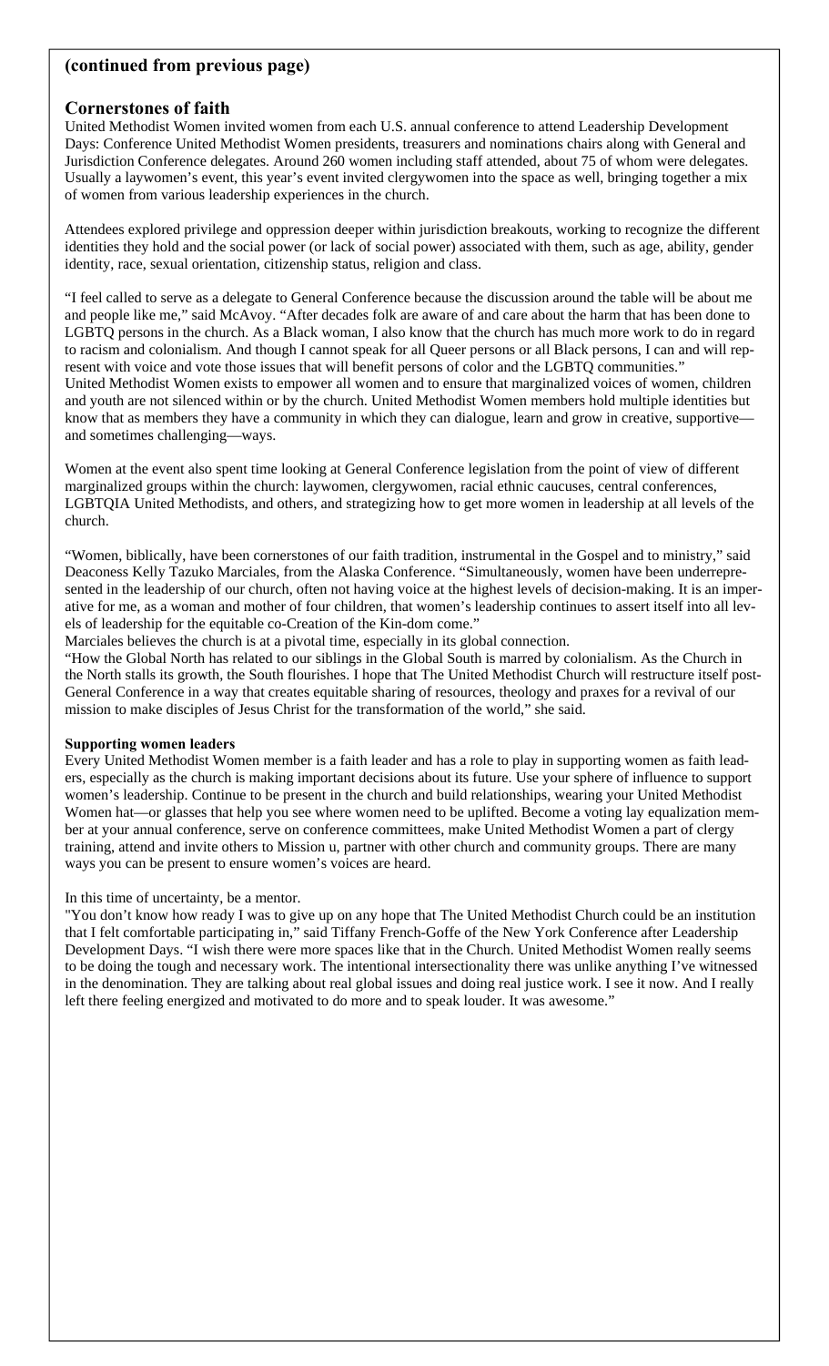**(continued from previous page)**

## Cornerstones of faith

United Methodist Women invited women from each U.S. annual conference to attend Leadership Development Days: Conference United Methodist Women presidents, treasurers and nominations chairs along with General and Jurisdiction Conference delegates. Around 260 women including staff attended, about 75 of whom were delegates. Usually a laywomen's event, this year's event invited clergywomen into the space as well, bringing together a mix of women from various leadership experiences in the church.

Attendees explored privilege and oppression deeper within jurisdiction breakouts, working to recognize the different identities they hold and the social power (or lack of social power) associated with them, such as age, ability, gender identity, race, sexual orientation, citizenship status, religion and class.

"I feel called to serve as a delegate to General Conference because the discussion around the table will be about me and people like me," said McAvoy. "After decades folk are aware of and care about the harm that has been done to LGBTQ persons in the church. As a Black woman, I also know that the church has much more work to do in regard to racism and colonialism. And though I cannot speak for all Queer persons or all Black persons, I can and will represent with voice and vote those issues that will benefit persons of color and the LGBTQ communities."

United Methodist Women exists to empower all women and to ensure that marginalized voices of women, children and youth are not silenced within or by the church. United Methodist Women members hold multiple identities but know that as members they have a community in which they can dialogue, learn and grow in creative, supportive—and sometimes challenging—ways.

Women at the event also spent time looking at General Conference legislation from the point of view of different marginalized groups within the church: laywomen, clergywomen, racial ethnic caucuses, central conferences, LGBTQIA United Methodists, and others, and strategizing how to get more women in leadership at all levels of the church.

"Women, biblically, have been cornerstones of our faith tradition, instrumental in the Gospel and to ministry," said Deaconess Kelly Tazuko Marciales, from the Alaska Conference. "Simultaneously, women have been underrepresented in the leadership of our church, often not having voice at the highest levels of decision-making. It is an imperative for me, as a woman and mother of four children, that women's leadership continues to assert itself into all levels of leadership for the equitable co-Creation of the Kin-dom come."

Marciales believes the church is at a pivotal time, especially in its global connection.

"How the Global North has related to our siblings in the Global South is marred by colonialism. As the Church in the North stalls its growth, the South flourishes. I hope that The United Methodist Church will restructure itself post-General Conference in a way that creates equitable sharing of resources, theology and praxes for a revival of our mission to make disciples of Jesus Christ for the transformation of the world," she said.

### Supporting women leaders

Every United Methodist Women member is a faith leader and has a role to play in supporting women as faith leaders, especially as the church is making important decisions about its future. Use your sphere of influence to support women's leadership. Continue to be present in the church and build relationships, wearing your United Methodist Women hat—or glasses that help you see where women need to be uplifted. Become a voting lay equalization member at your annual conference, serve on conference committees, make United Methodist Women a part of clergy training, attend and invite others to Mission u, partner with other church and community groups. There are many ways you can be present to ensure women's voices are heard.

In this time of uncertainty, be a mentor.

"You don't know how ready I was to give up on any hope that The United Methodist Church could be an institution that I felt comfortable participating in," said Tiffany French-Goffe of the New York Conference after Leadership Development Days. "I wish there were more spaces like that in the Church. United Methodist Women really seems to be doing the tough and necessary work. The intentional intersectionality there was unlike anything I've witnessed in the denomination. They are talking about real global issues and doing real justice work. I see it now. And I really left there feeling energized and motivated to do more and to speak louder. It was awesome."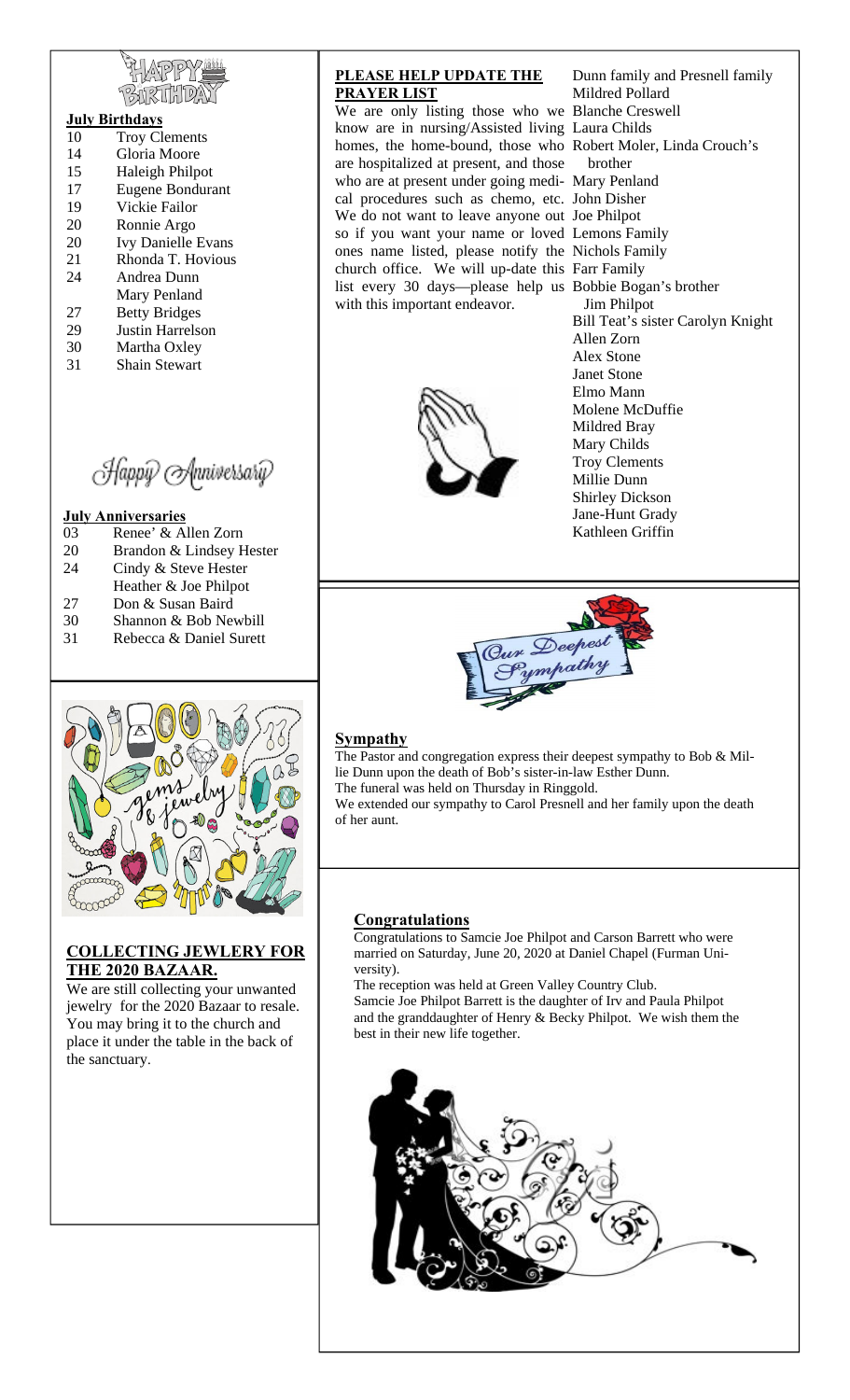HAPPY BIRTHDAY

**July Birthdays**

| | |
|---|---|
| 10 | Troy Clements |
| 14 | Gloria Moore |
| 15 | Haleigh Philpot |
| 17 | Eugene Bondurant |
| 19 | Vickie Failor |
| 20 | Ronnie Argo |
| 20 | Ivy Danielle Evans |
| 21 | Rhonda T. Hovious |
| 24 | Andrea Dunn |
| | Mary Penland |
| 27 | Betty Bridges |
| 29 | Justin Harrelson |
| 30 | Martha Oxley |
| 31 | Shain Stewart |

Happy Anniversary

**July Anniversaries**

| | |
|---|---|
| 03 | Renee' & Allen Zorn |
| 20 | Brandon & Lindsey Hester |
| 24 | Cindy & Steve Hester |
| | Heather & Joe Philpot |
| 27 | Don & Susan Baird |
| 30 | Shannon & Bob Newbill |
| 31 | Rebecca & Daniel Surett |

## COLLECTING JEWLERY FOR THE 2020 BAZAAR.

We are still collecting your unwanted jewelry for the 2020 Bazaar to resale. You may bring it to the church and place it under the table in the back of the sanctuary.

## PLEASE HELP UPDATE THE PRAYER LIST

We are only listing those who we know are in nursing/Assisted living homes, the home-bound, those who are hospitalized at present, and those who are at present under going medical procedures such as chemo, etc. We do not want to leave anyone out so if you want your name or loved ones name listed, please notify the church office. We will up-date this list every 30 days—please help us with this important endeavor.

Dunn family and Presnell family
Mildred Pollard
Blanche Creswell
Laura Childs
Robert Moler, Linda Crouch's brother
Mary Penland
John Disher
Joe Philpot
Lemons Family
Nichols Family
Farr Family
Bobbie Bogan's brother Jim Philpot
Bill Teat's sister Carolyn Knight
Allen Zorn
Alex Stone
Janet Stone
Elmo Mann
Molene McDuffie
Mildred Bray
Mary Childs
Troy Clements
Millie Dunn
Shirley Dickson
Jane-Hunt Grady
Kathleen Griffin

Our Deepest Sympathy

## Sympathy

The Pastor and congregation express their deepest sympathy to Bob & Millie Dunn upon the death of Bob's sister-in-law Esther Dunn.
The funeral was held on Thursday in Ringgold.
We extended our sympathy to Carol Presnell and her family upon the death of her aunt.

## Congratulations

Congratulations to Samcie Joe Philpot and Carson Barrett who were married on Saturday, June 20, 2020 at Daniel Chapel (Furman University).
The reception was held at Green Valley Country Club.
Samcie Joe Philpot Barrett is the daughter of Irv and Paula Philpot and the granddaughter of Henry & Becky Philpot. We wish them the best in their new life together.